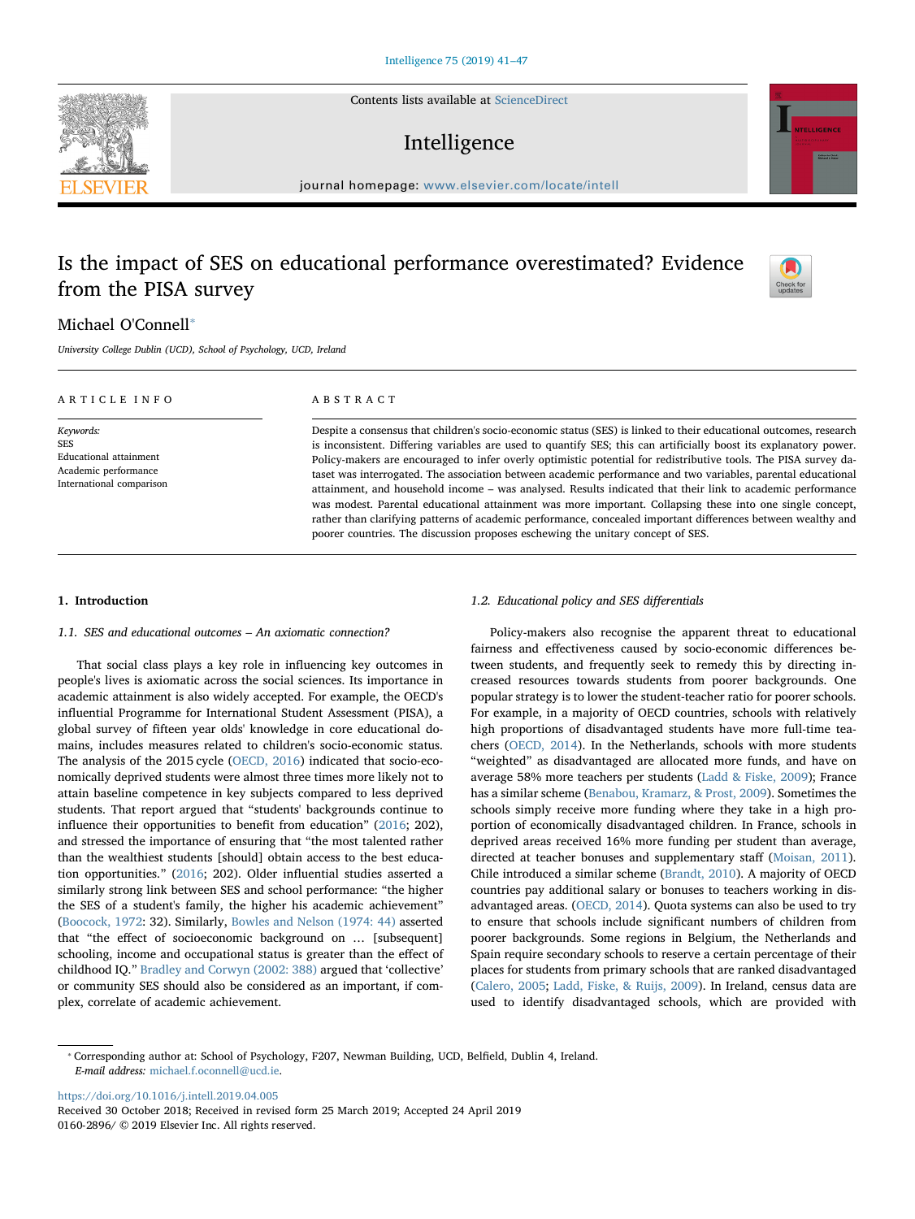# Is the impact of SES on educational performance overestimated? Evidence from the PISA survey

Michael O'Connell*

*University College Dublin (UCD), School of Psychology, UCD, Ireland*

ARTICLE INFO

*Keywords:*
SES
Educational attainment
Academic performance
International comparison

ABSTRACT

Despite a consensus that children's socio-economic status (SES) is linked to their educational outcomes, research is inconsistent. Differing variables are used to quantify SES; this can artificially boost its explanatory power. Policy-makers are encouraged to infer overly optimistic potential for redistributive tools. The PISA survey dataset was interrogated. The association between academic performance and two variables, parental educational attainment, and household income – was analysed. Results indicated that their link to academic performance was modest. Parental educational attainment was more important. Collapsing these into one single concept, rather than clarifying patterns of academic performance, concealed important differences between wealthy and poorer countries. The discussion proposes eschewing the unitary concept of SES.

## 1. Introduction

### 1.1. SES and educational outcomes – An axiomatic connection?

That social class plays a key role in influencing key outcomes in people's lives is axiomatic across the social sciences. Its importance in academic attainment is also widely accepted. For example, the OECD's influential Programme for International Student Assessment (PISA), a global survey of fifteen year olds' knowledge in core educational domains, includes measures related to children's socio-economic status. The analysis of the 2015 cycle (OECD, 2016) indicated that socio-economically deprived students were almost three times more likely not to attain baseline competence in key subjects compared to less deprived students. That report argued that "students' backgrounds continue to influence their opportunities to benefit from education" (2016; 202), and stressed the importance of ensuring that "the most talented rather than the wealthiest students [should] obtain access to the best education opportunities." (2016; 202). Older influential studies asserted a similarly strong link between SES and school performance: "the higher the SES of a student's family, the higher his academic achievement" (Boocock, 1972: 32). Similarly, Bowles and Nelson (1974: 44) asserted that "the effect of socioeconomic background on … [subsequent] schooling, income and occupational status is greater than the effect of childhood IQ." Bradley and Corwyn (2002: 388) argued that 'collective' or community SES should also be considered as an important, if complex, correlate of academic achievement.

### 1.2. Educational policy and SES differentials

Policy-makers also recognise the apparent threat to educational fairness and effectiveness caused by socio-economic differences between students, and frequently seek to remedy this by directing increased resources towards students from poorer backgrounds. One popular strategy is to lower the student-teacher ratio for poorer schools. For example, in a majority of OECD countries, schools with relatively high proportions of disadvantaged students have more full-time teachers (OECD, 2014). In the Netherlands, schools with more students "weighted" as disadvantaged are allocated more funds, and have on average 58% more teachers per students (Ladd & Fiske, 2009); France has a similar scheme (Benabou, Kramarz, & Prost, 2009). Sometimes the schools simply receive more funding where they take in a high proportion of economically disadvantaged children. In France, schools in deprived areas received 16% more funding per student than average, directed at teacher bonuses and supplementary staff (Moisan, 2011). Chile introduced a similar scheme (Brandt, 2010). A majority of OECD countries pay additional salary or bonuses to teachers working in disadvantaged areas. (OECD, 2014). Quota systems can also be used to try to ensure that schools include significant numbers of children from poorer backgrounds. Some regions in Belgium, the Netherlands and Spain require secondary schools to reserve a certain percentage of their places for students from primary schools that are ranked disadvantaged (Calero, 2005; Ladd, Fiske, & Ruijs, 2009). In Ireland, census data are used to identify disadvantaged schools, which are provided with

* Corresponding author at: School of Psychology, F207, Newman Building, UCD, Belfield, Dublin 4, Ireland.
*E-mail address:* michael.f.oconnell@ucd.ie.

https://doi.org/10.1016/j.intell.2019.04.005
Received 30 October 2018; Received in revised form 25 March 2019; Accepted 24 April 2019
0160-2896/ © 2019 Elsevier Inc. All rights reserved.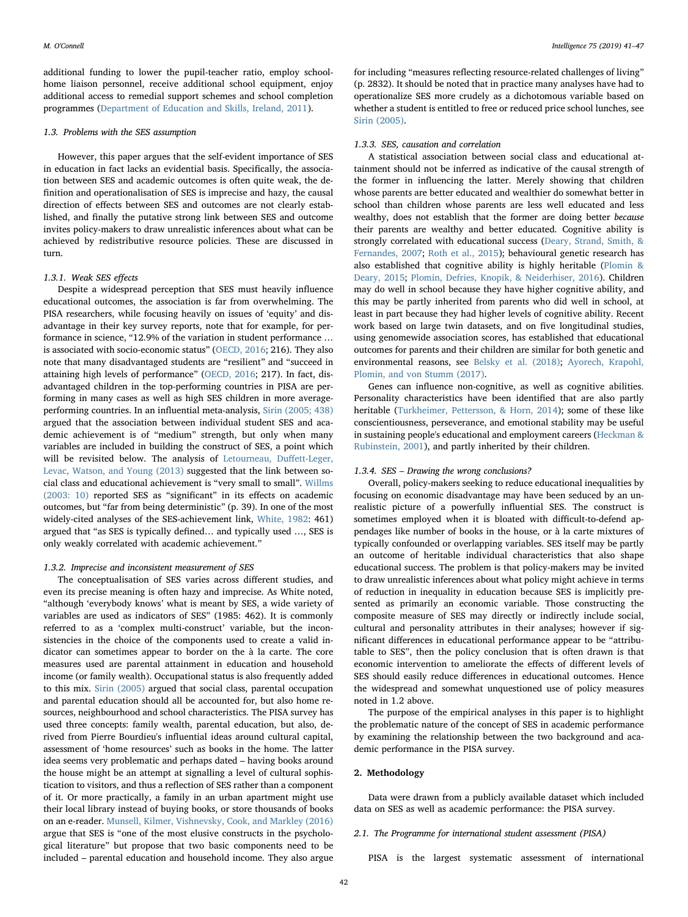additional funding to lower the pupil-teacher ratio, employ school-home liaison personnel, receive additional school equipment, enjoy additional access to remedial support schemes and school completion programmes (Department of Education and Skills, Ireland, 2011).

### 1.3. Problems with the SES assumption

However, this paper argues that the self-evident importance of SES in education in fact lacks an evidential basis. Specifically, the association between SES and academic outcomes is often quite weak, the definition and operationalisation of SES is imprecise and hazy, the causal direction of effects between SES and outcomes are not clearly established, and finally the putative strong link between SES and outcome invites policy-makers to draw unrealistic inferences about what can be achieved by redistributive resource policies. These are discussed in turn.

#### 1.3.1. Weak SES effects

Despite a widespread perception that SES must heavily influence educational outcomes, the association is far from overwhelming. The PISA researchers, while focusing heavily on issues of 'equity' and disadvantage in their key survey reports, note that for example, for performance in science, "12.9% of the variation in student performance … is associated with socio-economic status" (OECD, 2016; 216). They also note that many disadvantaged students are "resilient" and "succeed in attaining high levels of performance" (OECD, 2016; 217). In fact, disadvantaged children in the top-performing countries in PISA are performing in many cases as well as high SES children in more average-performing countries. In an influential meta-analysis, Sirin (2005; 438) argued that the association between individual student SES and academic achievement is of "medium" strength, but only when many variables are included in building the construct of SES, a point which will be revisited below. The analysis of Letourneau, Duffett-Leger, Levac, Watson, and Young (2013) suggested that the link between social class and educational achievement is "very small to small". Willms (2003: 10) reported SES as "significant" in its effects on academic outcomes, but "far from being deterministic" (p. 39). In one of the most widely-cited analyses of the SES-achievement link, White, 1982: 461) argued that "as SES is typically defined… and typically used …, SES is only weakly correlated with academic achievement."

#### 1.3.2. Imprecise and inconsistent measurement of SES

The conceptualisation of SES varies across different studies, and even its precise meaning is often hazy and imprecise. As White noted, "although 'everybody knows' what is meant by SES, a wide variety of variables are used as indicators of SES" (1985: 462). It is commonly referred to as a 'complex multi-construct' variable, but the inconsistencies in the choice of the components used to create a valid indicator can sometimes appear to border on the à la carte. The core measures used are parental attainment in education and household income (or family wealth). Occupational status is also frequently added to this mix. Sirin (2005) argued that social class, parental occupation and parental education should all be accounted for, but also home resources, neighbourhood and school characteristics. The PISA survey has used three concepts: family wealth, parental education, but also, derived from Pierre Bourdieu's influential ideas around cultural capital, assessment of 'home resources' such as books in the home. The latter idea seems very problematic and perhaps dated – having books around the house might be an attempt at signalling a level of cultural sophistication to visitors, and thus a reflection of SES rather than a component of it. Or more practically, a family in an urban apartment might use their local library instead of buying books, or store thousands of books on an e-reader. Munsell, Kilmer, Vishnevsky, Cook, and Markley (2016) argue that SES is "one of the most elusive constructs in the psychological literature" but propose that two basic components need to be included – parental education and household income. They also argue for including "measures reflecting resource-related challenges of living" (p. 2832). It should be noted that in practice many analyses have had to operationalize SES more crudely as a dichotomous variable based on whether a student is entitled to free or reduced price school lunches, see Sirin (2005).

#### 1.3.3. SES, causation and correlation

A statistical association between social class and educational attainment should not be inferred as indicative of the causal strength of the former in influencing the latter. Merely showing that children whose parents are better educated and wealthier do somewhat better in school than children whose parents are less well educated and less wealthy, does not establish that the former are doing better *because* their parents are wealthy and better educated. Cognitive ability is strongly correlated with educational success (Deary, Strand, Smith, & Fernandes, 2007; Roth et al., 2015); behavioural genetic research has also established that cognitive ability is highly heritable (Plomin & Deary, 2015; Plomin, Defries, Knopik, & Neiderhiser, 2016). Children may do well in school because they have higher cognitive ability, and this may be partly inherited from parents who did well in school, at least in part because they had higher levels of cognitive ability. Recent work based on large twin datasets, and on five longitudinal studies, using genomewide association scores, has established that educational outcomes for parents and their children are similar for both genetic and environmental reasons, see Belsky et al. (2018); Ayorech, Krapohl, Plomin, and von Stumm (2017).

Genes can influence non-cognitive, as well as cognitive abilities. Personality characteristics have been identified that are also partly heritable (Turkheimer, Pettersson, & Horn, 2014); some of these like conscientiousness, perseverance, and emotional stability may be useful in sustaining people's educational and employment careers (Heckman & Rubinstein, 2001), and partly inherited by their children.

#### 1.3.4. SES – Drawing the wrong conclusions?

Overall, policy-makers seeking to reduce educational inequalities by focusing on economic disadvantage may have been seduced by an unrealistic picture of a powerfully influential SES. The construct is sometimes employed when it is bloated with difficult-to-defend appendages like number of books in the house, or à la carte mixtures of typically confounded or overlapping variables. SES itself may be partly an outcome of heritable individual characteristics that also shape educational success. The problem is that policy-makers may be invited to draw unrealistic inferences about what policy might achieve in terms of reduction in inequality in education because SES is implicitly presented as primarily an economic variable. Those constructing the composite measure of SES may directly or indirectly include social, cultural and personality attributes in their analyses; however if significant differences in educational performance appear to be "attributable to SES", then the policy conclusion that is often drawn is that economic intervention to ameliorate the effects of different levels of SES should easily reduce differences in educational outcomes. Hence the widespread and somewhat unquestioned use of policy measures noted in 1.2 above.

The purpose of the empirical analyses in this paper is to highlight the problematic nature of the concept of SES in academic performance by examining the relationship between the two background and academic performance in the PISA survey.

## 2. Methodology

Data were drawn from a publicly available dataset which included data on SES as well as academic performance: the PISA survey.

### 2.1. The Programme for international student assessment (PISA)

PISA is the largest systematic assessment of international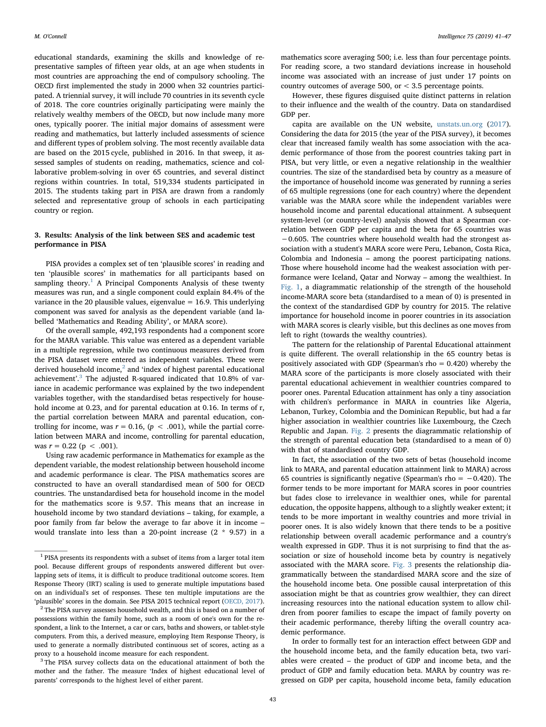educational standards, examining the skills and knowledge of representative samples of fifteen year olds, at an age when students in most countries are approaching the end of compulsory schooling. The OECD first implemented the study in 2000 when 32 countries participated. A triennial survey, it will include 70 countries in its seventh cycle of 2018. The core countries originally participating were mainly the relatively wealthy members of the OECD, but now include many more ones, typically poorer. The initial major domains of assessment were reading and mathematics, but latterly included assessments of science and different types of problem solving. The most recently available data are based on the 2015 cycle, published in 2016. In that sweep, it assessed samples of students on reading, mathematics, science and collaborative problem-solving in over 65 countries, and several distinct regions within countries. In total, 519,334 students participated in 2015. The students taking part in PISA are drawn from a randomly selected and representative group of schools in each participating country or region.

## 3. Results: Analysis of the link between SES and academic test performance in PISA

PISA provides a complex set of ten 'plausible scores' in reading and ten 'plausible scores' in mathematics for all participants based on sampling theory.[1] A Principal Components Analysis of these twenty measures was run, and a single component could explain 84.4% of the variance in the 20 plausible values, eigenvalue = 16.9. This underlying component was saved for analysis as the dependent variable (and labelled 'Mathematics and Reading Ability', or MARA score).

Of the overall sample, 492,193 respondents had a component score for the MARA variable. This value was entered as a dependent variable in a multiple regression, while two continuous measures derived from the PISA dataset were entered as independent variables. These were derived household income,[2] and 'index of highest parental educational achievement'.[3] The adjusted R-squared indicated that 10.8% of variance in academic performance was explained by the two independent variables together, with the standardised betas respectively for household income at 0.23, and for parental education at 0.16. In terms of r, the partial correlation between MARA and parental education, controlling for income, was $r = 0.16$, ($p < .001$), while the partial correlation between MARA and income, controlling for parental education, was $r = 0.22$ ($p < .001$).

Using raw academic performance in Mathematics for example as the dependent variable, the modest relationship between household income and academic performance is clear. The PISA mathematics scores are constructed to have an overall standardised mean of 500 for OECD countries. The unstandardised beta for household income in the model for the mathematics score is 9.57. This means that an increase in household income by two standard deviations – taking, for example, a poor family from far below the average to far above it in income – would translate into less than a 20-point increase (2 * 9.57) in a mathematics score averaging 500; i.e. less than four percentage points. For reading score, a two standard deviations increase in household income was associated with an increase of just under 17 points on country outcomes of average 500, or < 3.5 percentage points.

However, these figures disguised quite distinct patterns in relation to their influence and the wealth of the country. Data on standardised GDP per.

capita are available on the UN website, unstats.un.org (2017). Considering the data for 2015 (the year of the PISA survey), it becomes clear that increased family wealth has some association with the academic performance of those from the poorest countries taking part in PISA, but very little, or even a negative relationship in the wealthier countries. The size of the standardised beta by country as a measure of the importance of household income was generated by running a series of 65 multiple regressions (one for each country) where the dependent variable was the MARA score while the independent variables were household income and parental educational attainment. A subsequent system-level (or country-level) analysis showed that a Spearman correlation between GDP per capita and the beta for 65 countries was −0.605. The countries where household wealth had the strongest association with a student's MARA score were Peru, Lebanon, Costa Rica, Colombia and Indonesia – among the poorest participating nations. Those where household income had the weakest association with performance were Iceland, Qatar and Norway – among the wealthiest. In Fig. 1, a diagrammatic relationship of the strength of the household income-MARA score beta (standardised to a mean of 0) is presented in the context of the standardised GDP by country for 2015. The relative importance for household income in poorer countries in its association with MARA scores is clearly visible, but this declines as one moves from left to right (towards the wealthy countries).

The pattern for the relationship of Parental Educational attainment is quite different. The overall relationship in the 65 country betas is positively associated with GDP (Spearman's rho = 0.420) whereby the MARA score of the participants is more closely associated with their parental educational achievement in wealthier countries compared to poorer ones. Parental Education attainment has only a tiny association with children's performance in MARA in countries like Algeria, Lebanon, Turkey, Colombia and the Dominican Republic, but had a far higher association in wealthier countries like Luxembourg, the Czech Republic and Japan. Fig. 2 presents the diagrammatic relationship of the strength of parental education beta (standardised to a mean of 0) with that of standardised country GDP.

In fact, the association of the two sets of betas (household income link to MARA, and parental education attainment link to MARA) across 65 countries is significantly negative (Spearman's rho = −0.420). The former tends to be more important for MARA scores in poor countries but fades close to irrelevance in wealthier ones, while for parental education, the opposite happens, although to a slightly weaker extent; it tends to be more important in wealthy countries and more trivial in poorer ones. It is also widely known that there tends to be a positive relationship between overall academic performance and a country's wealth expressed in GDP. Thus it is not surprising to find that the association or size of household income beta by country is negatively associated with the MARA score. Fig. 3 presents the relationship diagrammatically between the standardised MARA score and the size of the household income beta. One possible causal interpretation of this association might be that as countries grow wealthier, they can direct increasing resources into the national education system to allow children from poorer families to escape the impact of family poverty on their academic performance, thereby lifting the overall country academic performance.

In order to formally test for an interaction effect between GDP and the household income beta, and the family education beta, two variables were created – the product of GDP and income beta, and the product of GDP and family education beta. MARA by country was regressed on GDP per capita, household income beta, family education

---

[1] PISA presents its respondents with a subset of items from a larger total item pool. Because different groups of respondents answered different but overlapping sets of items, it is difficult to produce traditional outcome scores. Item Response Theory (IRT) scaling is used to generate multiple imputations based on an individual's set of responses. These ten multiple imputations are the 'plausible' scores in the domain. See PISA 2015 technical report (OECD, 2017).

[2] The PISA survey assesses household wealth, and this is based on a number of possessions within the family home, such as a room of one's own for the respondent, a link to the Internet, a car or cars, baths and showers, or tablet-style computers. From this, a derived measure, employing Item Response Theory, is used to generate a normally distributed continuous set of scores, acting as a proxy to a household income measure for each respondent.

[3] The PISA survey collects data on the educational attainment of both the mother and the father. The measure 'Index of highest educational level of parents' corresponds to the highest level of either parent.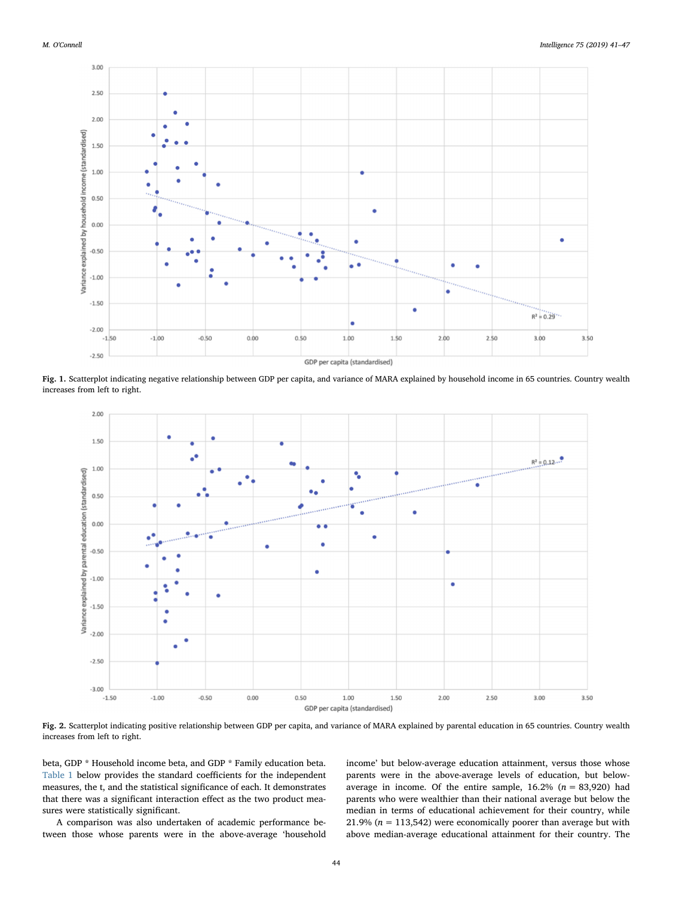**Fig. 1.** Scatterplot indicating negative relationship between GDP per capita, and variance of MARA explained by household income in 65 countries. Country wealth increases from left to right.

**Fig. 2.** Scatterplot indicating positive relationship between GDP per capita, and variance of MARA explained by parental education in 65 countries. Country wealth increases from left to right.

beta, GDP * Household income beta, and GDP * Family education beta. Table 1 below provides the standard coefficients for the independent measures, the t, and the statistical significance of each. It demonstrates that there was a significant interaction effect as the two product measures were statistically significant.

A comparison was also undertaken of academic performance between those whose parents were in the above-average 'household income' but below-average education attainment, versus those whose parents were in the above-average levels of education, but below-average in income. Of the entire sample, 16.2% ($n$ = 83,920) had parents who were wealthier than their national average but below the median in terms of educational achievement for their country, while 21.9% ($n$ = 113,542) were economically poorer than average but with above median-average educational attainment for their country. The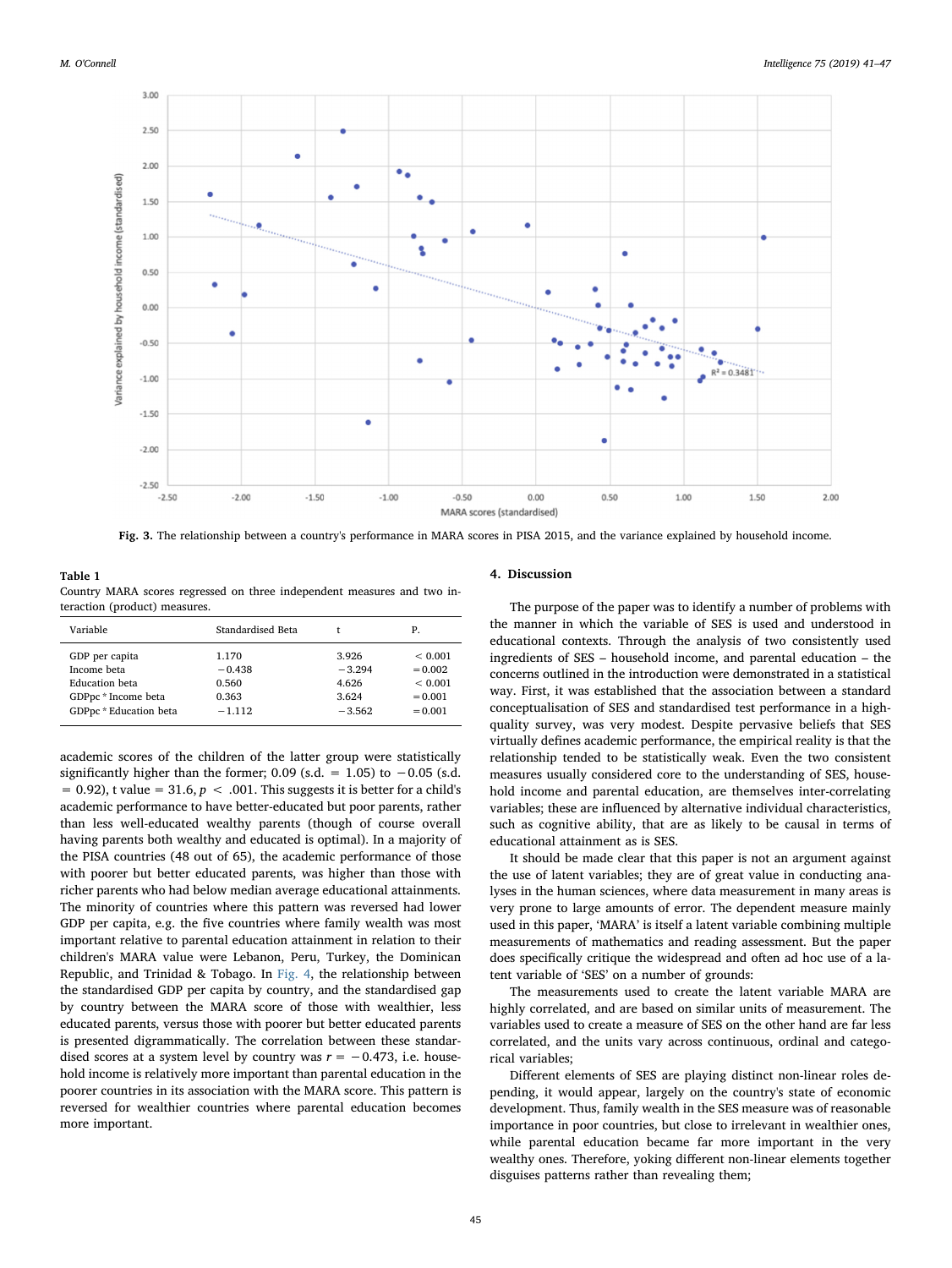3.00

2.50

2.00

1.50

1.00

0.50

0.00

-0.50

-1.00

-1.50

-2.00

-2.50

-2.50 -2.00 -1.50 -1.00 -0.50 0.00 0.50 1.00 1.50 2.00

Variance explained by household income (standardised)

MARA scores (standardised)

$R^2 = 0.3481$

**Fig. 3.** The relationship between a country's performance in MARA scores in PISA 2015, and the variance explained by household income.

**Table 1**
Country MARA scores regressed on three independent measures and two interaction (product) measures.

| Variable | Standardised Beta | t | P. |
|---|---|---|---|
| GDP per capita | 1.170 | 3.926 | < 0.001 |
| Income beta | −0.438 | −3.294 | = 0.002 |
| Education beta | 0.560 | 4.626 | < 0.001 |
| GDPpc * Income beta | 0.363 | 3.624 | = 0.001 |
| GDPpc * Education beta | −1.112 | −3.562 | = 0.001 |

academic scores of the children of the latter group were statistically significantly higher than the former; 0.09 (s.d. = 1.05) to −0.05 (s.d. = 0.92), t value = 31.6, $p < .001$. This suggests it is better for a child's academic performance to have better-educated but poor parents, rather than less well-educated wealthy parents (though of course overall having parents both wealthy and educated is optimal). In a majority of the PISA countries (48 out of 65), the academic performance of those with poorer but better educated parents, was higher than those with richer parents who had below median average educational attainments. The minority of countries where this pattern was reversed had lower GDP per capita, e.g. the five countries where family wealth was most important relative to parental education attainment in relation to their children's MARA value were Lebanon, Peru, Turkey, the Dominican Republic, and Trinidad & Tobago. In Fig. 4, the relationship between the standardised GDP per capita by country, and the standardised gap by country between the MARA score of those with wealthier, less educated parents, versus those with poorer but better educated parents is presented digrammatically. The correlation between these standardised scores at a system level by country was $r = -0.473$, i.e. household income is relatively more important than parental education in the poorer countries in its association with the MARA score. This pattern is reversed for wealthier countries where parental education becomes more important.

## 4. Discussion

The purpose of the paper was to identify a number of problems with the manner in which the variable of SES is used and understood in educational contexts. Through the analysis of two consistently used ingredients of SES – household income, and parental education – the concerns outlined in the introduction were demonstrated in a statistical way. First, it was established that the association between a standard conceptualisation of SES and standardised test performance in a high-quality survey, was very modest. Despite pervasive beliefs that SES virtually defines academic performance, the empirical reality is that the relationship tended to be statistically weak. Even the two consistent measures usually considered core to the understanding of SES, household income and parental education, are themselves inter-correlating variables; these are influenced by alternative individual characteristics, such as cognitive ability, that are as likely to be causal in terms of educational attainment as is SES.

It should be made clear that this paper is not an argument against the use of latent variables; they are of great value in conducting analyses in the human sciences, where data measurement in many areas is very prone to large amounts of error. The dependent measure mainly used in this paper, 'MARA' is itself a latent variable combining multiple measurements of mathematics and reading assessment. But the paper does specifically critique the widespread and often ad hoc use of a latent variable of 'SES' on a number of grounds:

The measurements used to create the latent variable MARA are highly correlated, and are based on similar units of measurement. The variables used to create a measure of SES on the other hand are far less correlated, and the units vary across continuous, ordinal and categorical variables;

Different elements of SES are playing distinct non-linear roles depending, it would appear, largely on the country's state of economic development. Thus, family wealth in the SES measure was of reasonable importance in poor countries, but close to irrelevant in wealthier ones, while parental education became far more important in the very wealthy ones. Therefore, yoking different non-linear elements together disguises patterns rather than revealing them;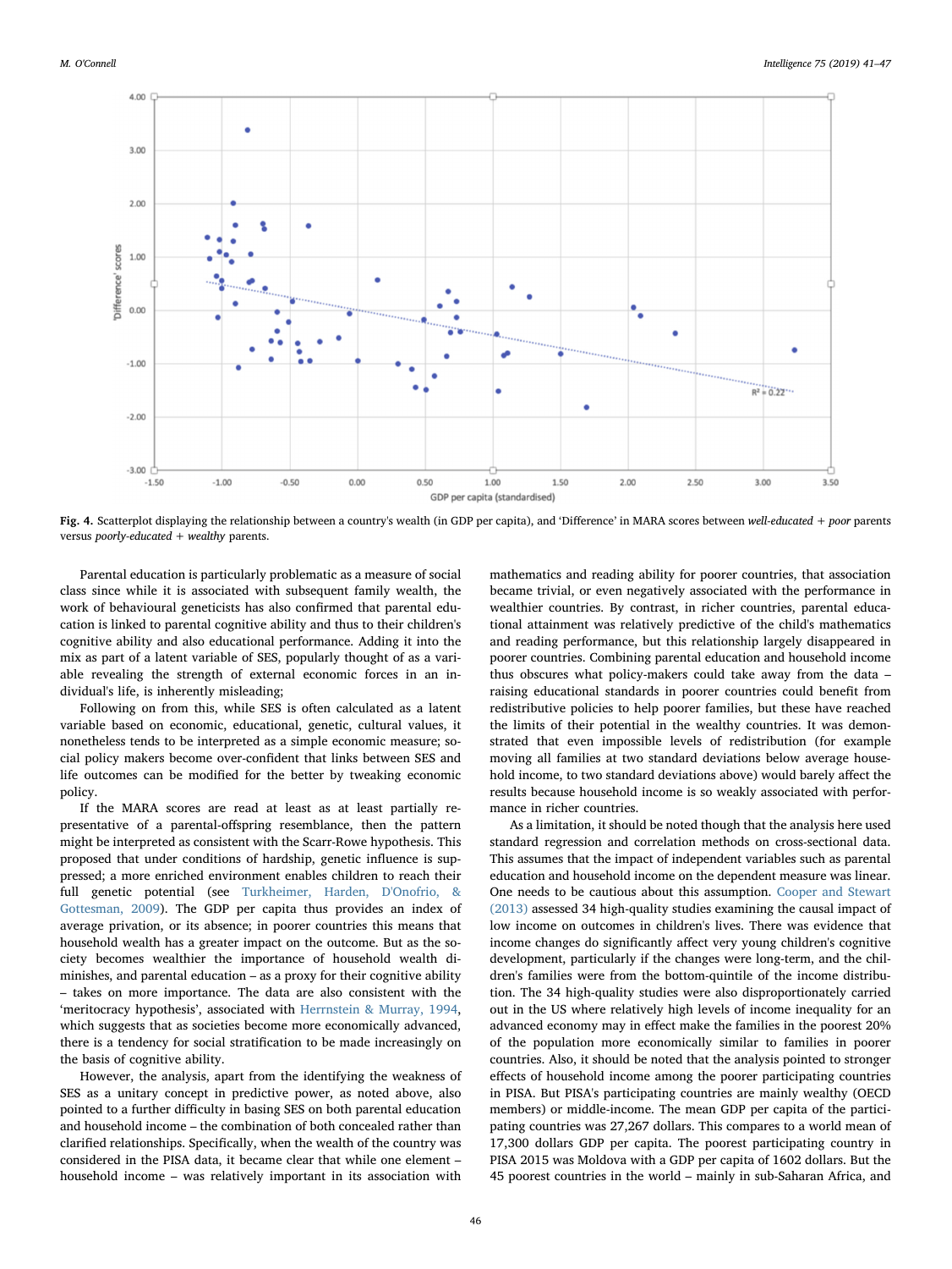**Fig. 4.** Scatterplot displaying the relationship between a country's wealth (in GDP per capita), and 'Difference' in MARA scores between *well-educated + poor* parents versus *poorly-educated + wealthy* parents.

Parental education is particularly problematic as a measure of social class since while it is associated with subsequent family wealth, the work of behavioural geneticists has also confirmed that parental education is linked to parental cognitive ability and thus to their children's cognitive ability and also educational performance. Adding it into the mix as part of a latent variable of SES, popularly thought of as a variable revealing the strength of external economic forces in an individual's life, is inherently misleading;

Following on from this, while SES is often calculated as a latent variable based on economic, educational, genetic, cultural values, it nonetheless tends to be interpreted as a simple economic measure; social policy makers become over-confident that links between SES and life outcomes can be modified for the better by tweaking economic policy.

If the MARA scores are read at least as at least partially representative of a parental-offspring resemblance, then the pattern might be interpreted as consistent with the Scarr-Rowe hypothesis. This proposed that under conditions of hardship, genetic influence is suppressed; a more enriched environment enables children to reach their full genetic potential (see Turkheimer, Harden, D'Onofrio, & Gottesman, 2009). The GDP per capita thus provides an index of average privation, or its absence; in poorer countries this means that household wealth has a greater impact on the outcome. But as the society becomes wealthier the importance of household wealth diminishes, and parental education – as a proxy for their cognitive ability – takes on more importance. The data are also consistent with the 'meritocracy hypothesis', associated with Herrnstein & Murray, 1994, which suggests that as societies become more economically advanced, there is a tendency for social stratification to be made increasingly on the basis of cognitive ability.

However, the analysis, apart from the identifying the weakness of SES as a unitary concept in predictive power, as noted above, also pointed to a further difficulty in basing SES on both parental education and household income – the combination of both concealed rather than clarified relationships. Specifically, when the wealth of the country was considered in the PISA data, it became clear that while one element – household income – was relatively important in its association with mathematics and reading ability for poorer countries, that association became trivial, or even negatively associated with the performance in wealthier countries. By contrast, in richer countries, parental educational attainment was relatively predictive of the child's mathematics and reading performance, but this relationship largely disappeared in poorer countries. Combining parental education and household income thus obscures what policy-makers could take away from the data – raising educational standards in poorer countries could benefit from redistributive policies to help poorer families, but these have reached the limits of their potential in the wealthy countries. It was demonstrated that even impossible levels of redistribution (for example moving all families at two standard deviations below average household income, to two standard deviations above) would barely affect the results because household income is so weakly associated with performance in richer countries.

As a limitation, it should be noted though that the analysis here used standard regression and correlation methods on cross-sectional data. This assumes that the impact of independent variables such as parental education and household income on the dependent measure was linear. One needs to be cautious about this assumption. Cooper and Stewart (2013) assessed 34 high-quality studies examining the causal impact of low income on outcomes in children's lives. There was evidence that income changes do significantly affect very young children's cognitive development, particularly if the changes were long-term, and the children's families were from the bottom-quintile of the income distribution. The 34 high-quality studies were also disproportionately carried out in the US where relatively high levels of income inequality for an advanced economy may in effect make the families in the poorest 20% of the population more economically similar to families in poorer countries. Also, it should be noted that the analysis pointed to stronger effects of household income among the poorer participating countries in PISA. But PISA's participating countries are mainly wealthy (OECD members) or middle-income. The mean GDP per capita of the participating countries was 27,267 dollars. This compares to a world mean of 17,300 dollars GDP per capita. The poorest participating country in PISA 2015 was Moldova with a GDP per capita of 1602 dollars. But the 45 poorest countries in the world – mainly in sub-Saharan Africa, and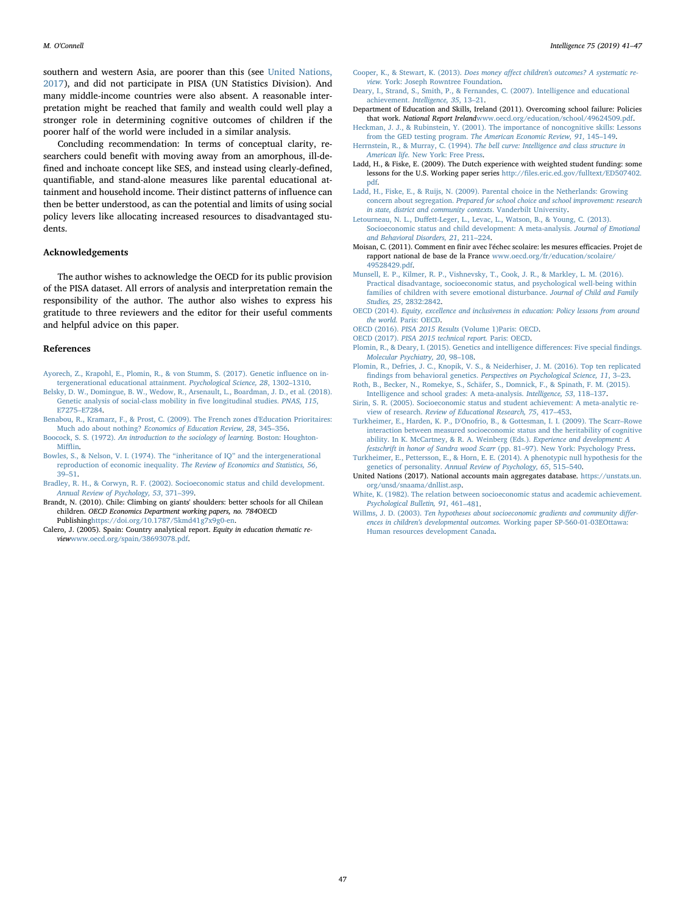southern and western Asia, are poorer than this (see United Nations, 2017), and did not participate in PISA (UN Statistics Division). And many middle-income countries were also absent. A reasonable interpretation might be reached that family and wealth could well play a stronger role in determining cognitive outcomes of children if the poorer half of the world were included in a similar analysis.

Concluding recommendation: In terms of conceptual clarity, researchers could benefit with moving away from an amorphous, ill-defined and inchoate concept like SES, and instead using clearly-defined, quantifiable, and stand-alone measures like parental educational attainment and household income. Their distinct patterns of influence can then be better understood, as can the potential and limits of using social policy levers like allocating increased resources to disadvantaged students.

## Acknowledgements

The author wishes to acknowledge the OECD for its public provision of the PISA dataset. All errors of analysis and interpretation remain the responsibility of the author. The author also wishes to express his gratitude to three reviewers and the editor for their useful comments and helpful advice on this paper.

## References

Ayorech, Z., Krapohl, E., Plomin, R., & von Stumm, S. (2017). Genetic influence on intergenerational educational attainment. *Psychological Science, 28*, 1302–1310.

Belsky, D. W., Domingue, B. W., Wedow, R., Arsenault, L., Boardman, J. D., et al. (2018). Genetic analysis of social-class mobility in five longitudinal studies. *PNAS, 115*, E7275–E7284.

Benabou, R., Kramarz, F., & Prost, C. (2009). The French zones d'Education Prioritaires: Much ado about nothing? *Economics of Education Review, 28*, 345–356.

Boocock, S. S. (1972). *An introduction to the sociology of learning.* Boston: Houghton-Mifflin.

Bowles, S., & Nelson, V. I. (1974). The "inheritance of IQ" and the intergenerational reproduction of economic inequality. *The Review of Economics and Statistics, 56*, 39–51.

Bradley, R. H., & Corwyn, R. F. (2002). Socioeconomic status and child development. *Annual Review of Psychology, 53*, 371–399.

Brandt, N. (2010). Chile: Climbing on giants' shoulders: better schools for all Chilean children. *OECD Economics Department working papers, no. 784*OECD Publishinghttps://doi.org/10.1787/5kmd41g7x9g0-en.

Calero, J. (2005). Spain: Country analytical report. *Equity in education thematic review*www.oecd.org/spain/38693078.pdf.

Cooper, K., & Stewart, K. (2013). *Does money affect children's outcomes? A systematic review.* York: Joseph Rowntree Foundation.

Deary, I., Strand, S., Smith, P., & Fernandes, C. (2007). Intelligence and educational achievement. *Intelligence, 35*, 13–21.

Department of Education and Skills, Ireland (2011). Overcoming school failure: Policies that work. *National Report Ireland*www.oecd.org/education/school/49624509.pdf.

Heckman, J. J., & Rubinstein, Y. (2001). The importance of noncognitive skills: Lessons from the GED testing program. *The American Economic Review, 91*, 145–149.

Herrnstein, R., & Murray, C. (1994). *The bell curve: Intelligence and class structure in American life.* New York: Free Press.

Ladd, H., & Fiske, E. (2009). The Dutch experience with weighted student funding: some lessons for the U.S. Working paper series http://files.eric.ed.gov/fulltext/ED507402.pdf.

Ladd, H., Fiske, E., & Ruijs, N. (2009). Parental choice in the Netherlands: Growing concern about segregation. *Prepared for school choice and school improvement: research in state, district and community contexts*. Vanderbilt University.

Letourneau, N. L., Duffett-Leger, L., Levac, L., Watson, B., & Young, C. (2013). Socioeconomic status and child development: A meta-analysis. *Journal of Emotional and Behavioral Disorders, 21*, 211–224.

Moisan, C. (2011). Comment en finir avec l'échec scolaire: les mesures efficacies. Projet de rapport national de base de la France www.oecd.org/fr/education/scolaire/49528429.pdf.

Munsell, E. P., Kilmer, R. P., Vishnevsky, T., Cook, J. R., & Markley, L. M. (2016). Practical disadvantage, socioeconomic status, and psychological well-being within families of children with severe emotional disturbance. *Journal of Child and Family Studies, 25*, 2832:2842.

OECD (2014). *Equity, excellence and inclusiveness in education: Policy lessons from around the world.* Paris: OECD.

OECD (2016). *PISA 2015 Results* (Volume 1)Paris: OECD.

OECD (2017). *PISA 2015 technical report.* Paris: OECD.

Plomin, R., & Deary, I. (2015). Genetics and intelligence differences: Five special findings. *Molecular Psychiatry, 20*, 98–108.

Plomin, R., Defries, J. C., Knopik, V. S., & Neiderhiser, J. M. (2016). Top ten replicated findings from behavioral genetics. *Perspectives on Psychological Science, 11*, 3–23.

Roth, B., Becker, N., Romekye, S., Schäfer, S., Domnick, F., & Spinath, F. M. (2015). Intelligence and school grades: A meta-analysis. *Intelligence, 53*, 118–137.

Sirin, S. R. (2005). Socioeconomic status and student achievement: A meta-analytic review of research. *Review of Educational Research, 75*, 417–453.

Turkheimer, E., Harden, K. P., D'Onofrio, B., & Gottesman, I. I. (2009). The Scarr–Rowe interaction between measured socioeconomic status and the heritability of cognitive ability. In K. McCartney, & R. A. Weinberg (Eds.). *Experience and development: A festschrift in honor of Sandra wood Scarr* (pp. 81–97). New York: Psychology Press.

Turkheimer, E., Pettersson, E., & Horn, E. E. (2014). A phenotypic null hypothesis for the genetics of personality. *Annual Review of Psychology, 65*, 515–540.

United Nations (2017). National accounts main aggregates database. https://unstats.un.org/unsd/snaama/dnllist.asp.

White, K. (1982). The relation between socioeconomic status and academic achievement. *Psychological Bulletin, 91*, 461–481.

Willms, J. D. (2003). *Ten hypotheses about socioeconomic gradients and community differences in children's developmental outcomes.* Working paper SP-560-01-03EOttawa: Human resources development Canada.